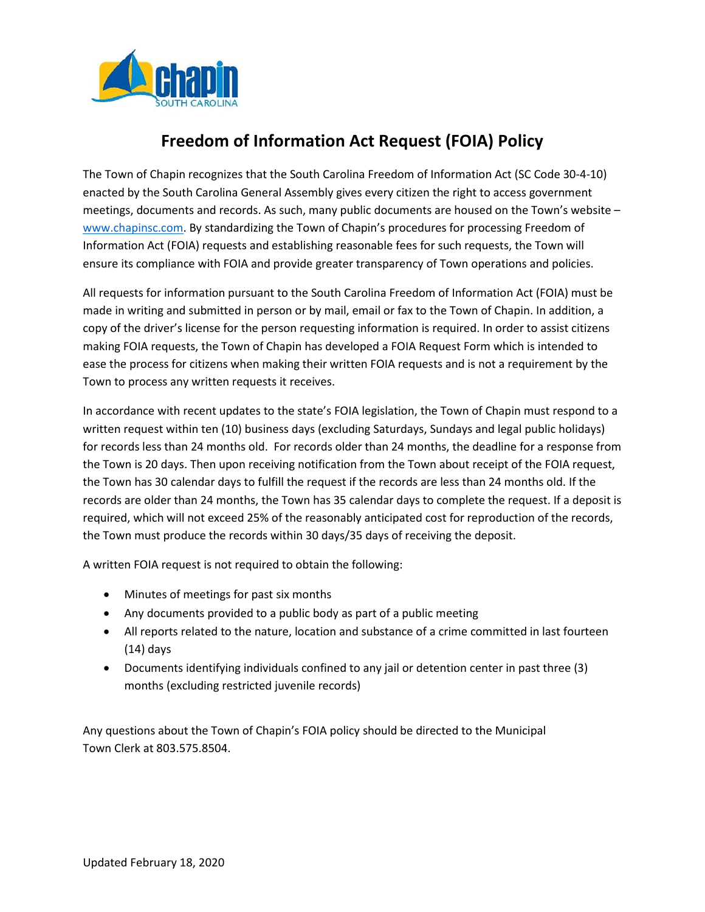# Freedom of Information Act Request (FOIA) Policy

The Town of Chapin recognizes that the South Carolina Freedom of Information Act (SC Code 30-4-10) enacted by the South Carolina General Assembly gives every citizen the right to access government meetings, documents and records. As such, many public documents are housed on the Town's website – www.chapinsc.com. By standardizing the Town of Chapin's procedures for processing Freedom of Information Act (FOIA) requests and establishing reasonable fees for such requests, the Town will ensure its compliance with FOIA and provide greater transparency of Town operations and policies.

All requests for information pursuant to the South Carolina Freedom of Information Act (FOIA) must be made in writing and submitted in person or by mail, email or fax to the Town of Chapin. In addition, a copy of the driver's license for the person requesting information is required. In order to assist citizens making FOIA requests, the Town of Chapin has developed a FOIA Request Form which is intended to ease the process for citizens when making their written FOIA requests and is not a requirement by the Town to process any written requests it receives.

In accordance with recent updates to the state's FOIA legislation, the Town of Chapin must respond to a written request within ten (10) business days (excluding Saturdays, Sundays and legal public holidays) for records less than 24 months old. For records older than 24 months, the deadline for a response from the Town is 20 days. Then upon receiving notification from the Town about receipt of the FOIA request, the Town has 30 calendar days to fulfill the request if the records are less than 24 months old. If the records are older than 24 months, the Town has 35 calendar days to complete the request. If a deposit is required, which will not exceed 25% of the reasonably anticipated cost for reproduction of the records, the Town must produce the records within 30 days/35 days of receiving the deposit.

A written FOIA request is not required to obtain the following:

- Minutes of meetings for past six months
- Any documents provided to a public body as part of a public meeting
- All reports related to the nature, location and substance of a crime committed in last fourteen (14) days
- Documents identifying individuals confined to any jail or detention center in past three (3) months (excluding restricted juvenile records)

Any questions about the Town of Chapin's FOIA policy should be directed to the Municipal Town Clerk at 803.575.8504.

Updated February 18, 2020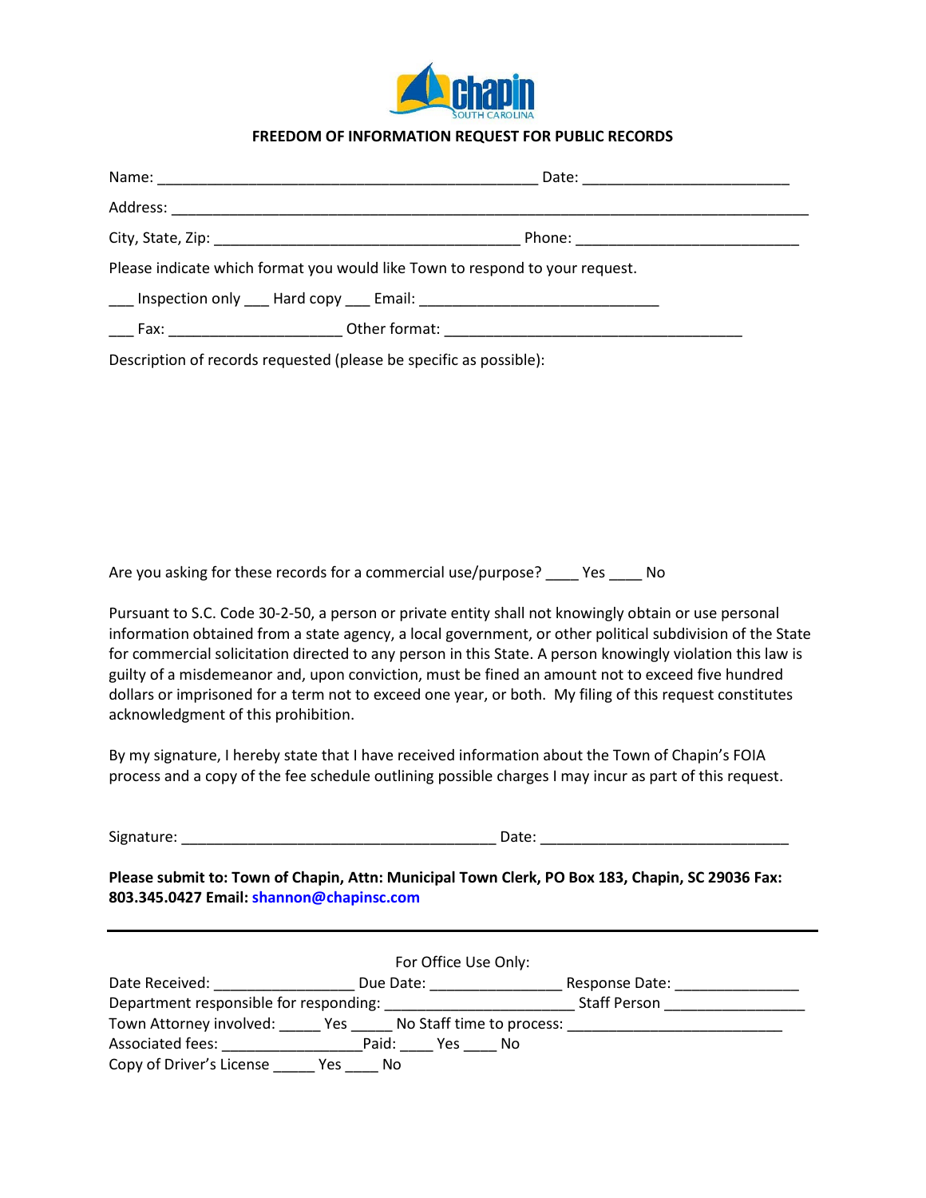# FREEDOM OF INFORMATION REQUEST FOR PUBLIC RECORDS

Name: ______________________________________________ Date: ________________________

Address: ___________________________________________________________________________

City, State, Zip: ____________________________________ Phone: __________________________

Please indicate which format you would like Town to respond to your request.

___ Inspection only ___ Hard copy ___ Email: ____________________________

___ Fax: ____________________ Other format: ___________________________________

Description of records requested (please be specific as possible):

Are you asking for these records for a commercial use/purpose? ____ Yes ____ No

Pursuant to S.C. Code 30-2-50, a person or private entity shall not knowingly obtain or use personal information obtained from a state agency, a local government, or other political subdivision of the State for commercial solicitation directed to any person in this State. A person knowingly violation this law is guilty of a misdemeanor and, upon conviction, must be fined an amount not to exceed five hundred dollars or imprisoned for a term not to exceed one year, or both. My filing of this request constitutes acknowledgment of this prohibition.

By my signature, I hereby state that I have received information about the Town of Chapin's FOIA process and a copy of the fee schedule outlining possible charges I may incur as part of this request.

Signature: _____________________________________ Date: _____________________________

**Please submit to: Town of Chapin, Attn: Municipal Town Clerk, PO Box 183, Chapin, SC 29036 Fax: 803.345.0427 Email: shannon@chapinsc.com**

---

For Office Use Only:

Date Received: ________________ Due Date: _______________ Response Date: _______________

Department responsible for responding: ______________________ Staff Person ________________

Town Attorney involved: _____ Yes _____ No Staff time to process: __________________________

Associated fees: ________________Paid: ____ Yes ____ No

Copy of Driver's License _____ Yes ____ No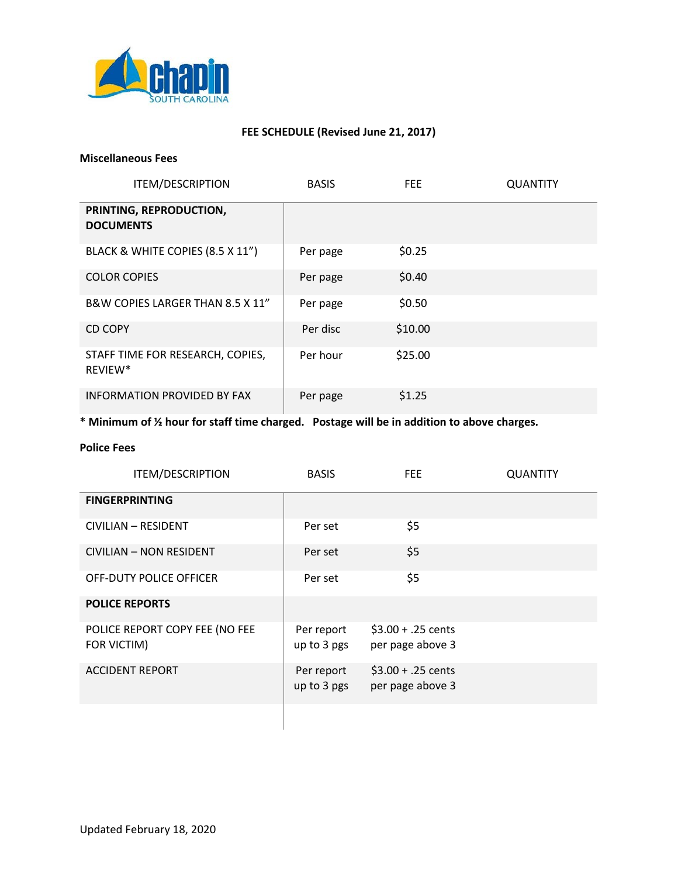## FEE SCHEDULE (Revised June 21, 2017)

**Miscellaneous Fees**

| ITEM/DESCRIPTION | BASIS | FEE | QUANTITY |
|---|---|---|---|
| **PRINTING, REPRODUCTION, DOCUMENTS** | | | |
| BLACK & WHITE COPIES (8.5 X 11") | Per page | $0.25 | |
| COLOR COPIES | Per page | $0.40 | |
| B&W COPIES LARGER THAN 8.5 X 11" | Per page | $0.50 | |
| CD COPY | Per disc | $10.00 | |
| STAFF TIME FOR RESEARCH, COPIES, REVIEW* | Per hour | $25.00 | |
| INFORMATION PROVIDED BY FAX | Per page | $1.25 | |

**\* Minimum of ½ hour for staff time charged. Postage will be in addition to above charges.**

**Police Fees**

| ITEM/DESCRIPTION | BASIS | FEE | QUANTITY |
|---|---|---|---|
| **FINGERPRINTING** | | | |
| CIVILIAN – RESIDENT | Per set | $5 | |
| CIVILIAN – NON RESIDENT | Per set | $5 | |
| OFF-DUTY POLICE OFFICER | Per set | $5 | |
| **POLICE REPORTS** | | | |
| POLICE REPORT COPY FEE (NO FEE FOR VICTIM) | Per report up to 3 pgs | $3.00 + .25 cents per page above 3 | |
| ACCIDENT REPORT | Per report up to 3 pgs | $3.00 + .25 cents per page above 3 | |

Updated February 18, 2020